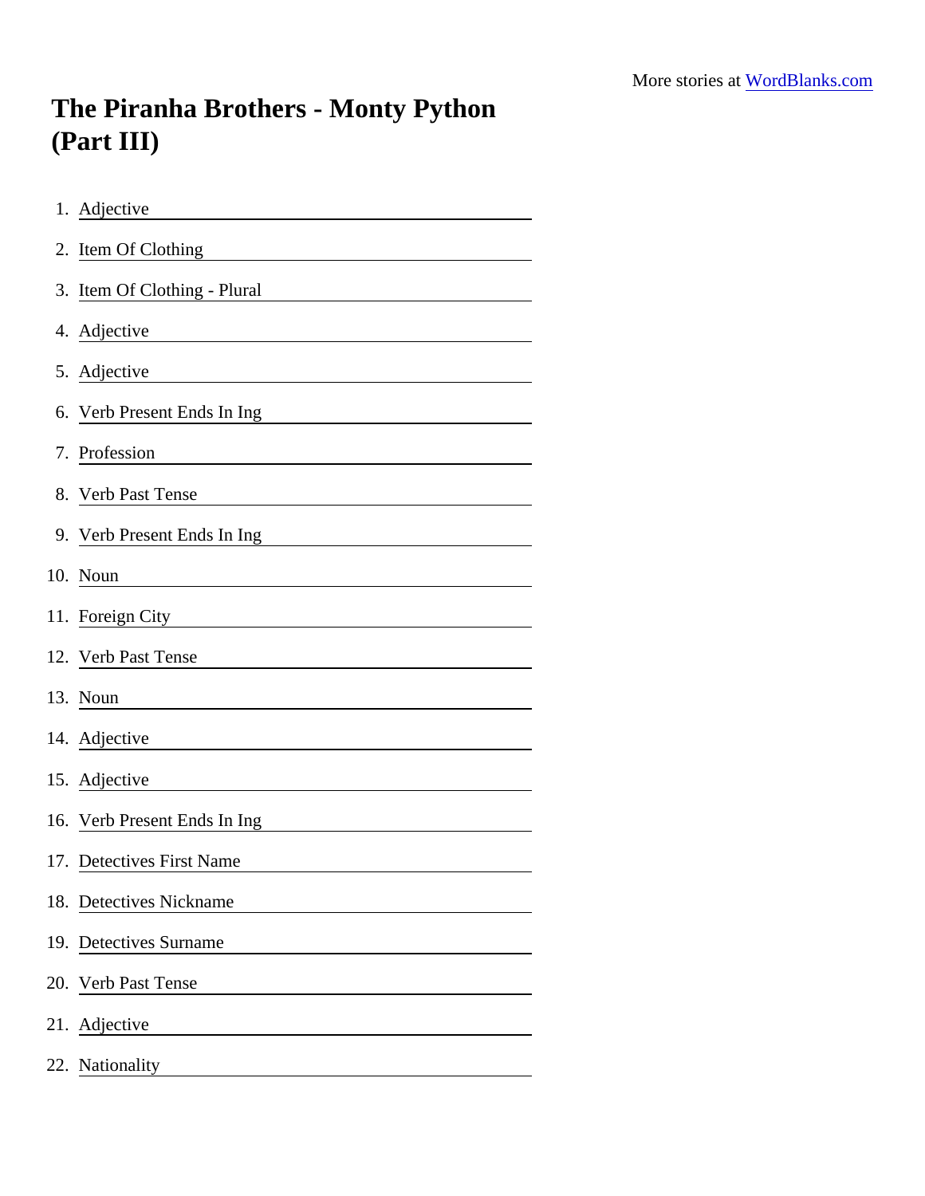More stories at [WordBlanks.com](https://www.wordblanks.com)

# The Piranha Brothers - Monty Python (Part III)

1. Adjective ______________________
2. Item Of Clothing ______________________
3. Item Of Clothing - Plural ______________________
4. Adjective ______________________
5. Adjective ______________________
6. Verb Present Ends In Ing ______________________
7. Profession ______________________
8. Verb Past Tense ______________________
9. Verb Present Ends In Ing ______________________
10. Noun ______________________
11. Foreign City ______________________
12. Verb Past Tense ______________________
13. Noun ______________________
14. Adjective ______________________
15. Adjective ______________________
16. Verb Present Ends In Ing ______________________
17. Detectives First Name ______________________
18. Detectives Nickname ______________________
19. Detectives Surname ______________________
20. Verb Past Tense ______________________
21. Adjective ______________________
22. Nationality ______________________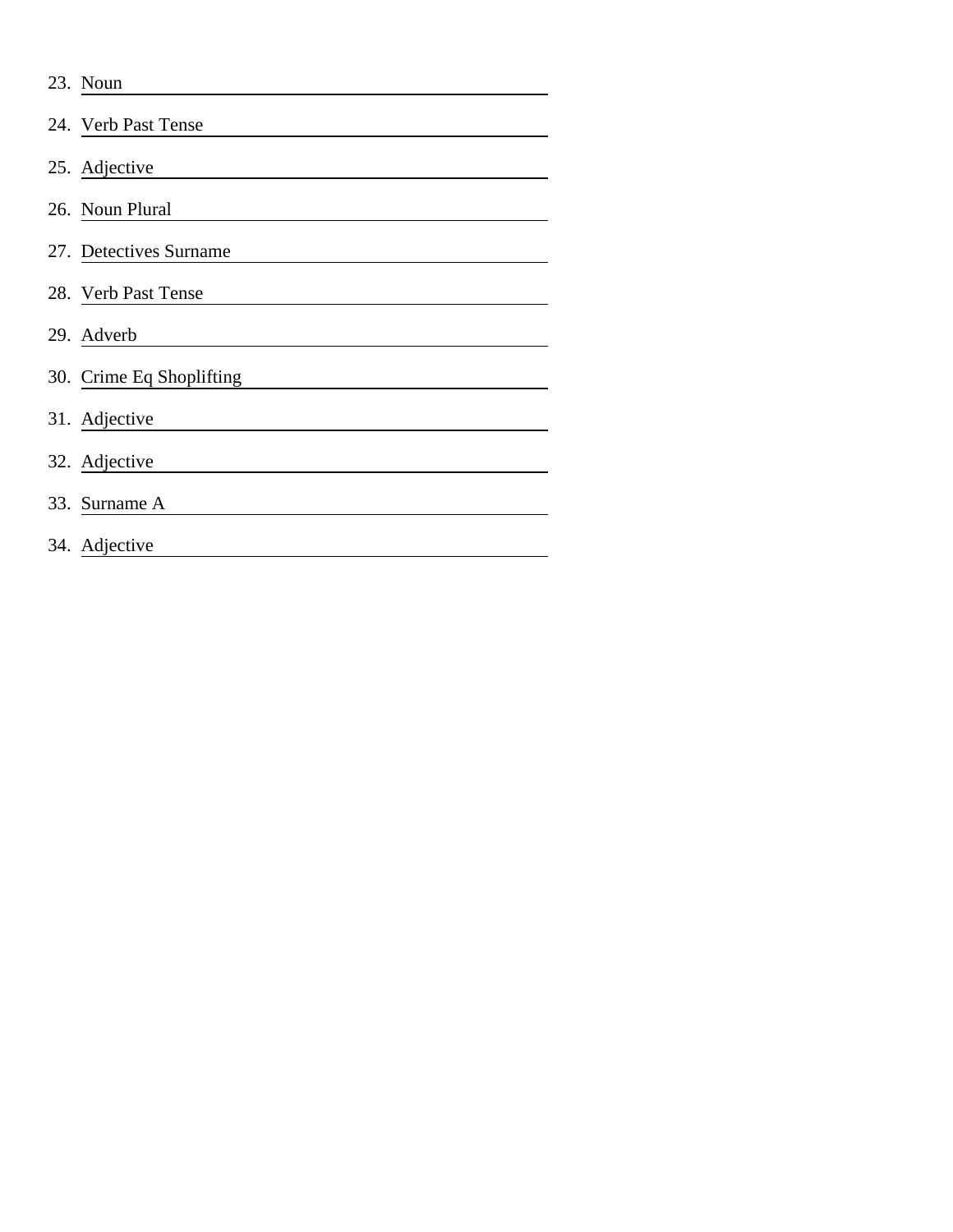23. Noun ______________________________
24. Verb Past Tense ______________________________
25. Adjective ______________________________
26. Noun Plural ______________________________
27. Detectives Surname ______________________________
28. Verb Past Tense ______________________________
29. Adverb ______________________________
30. Crime Eq Shoplifting ______________________________
31. Adjective ______________________________
32. Adjective ______________________________
33. Surname A ______________________________
34. Adjective ______________________________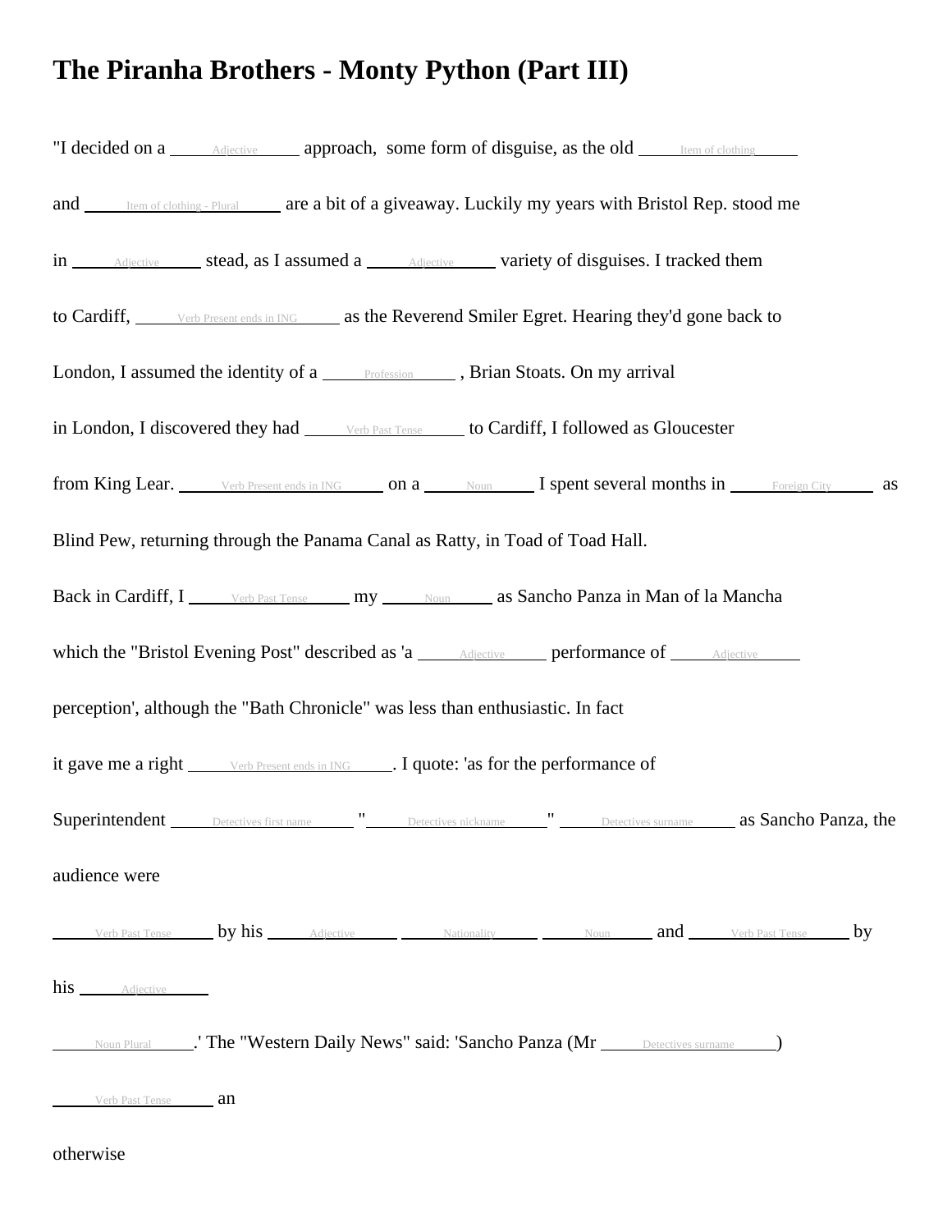# The Piranha Brothers - Monty Python (Part III)

"I decided on a _____Adjective_____ approach, some form of disguise, as the old _____Item of clothing_____ and _____Item of clothing - Plural_____ are a bit of a giveaway. Luckily my years with Bristol Rep. stood me in _____Adjective_____ stead, as I assumed a _____Adjective_____ variety of disguises. I tracked them to Cardiff, _____Verb Present ends in ING_____ as the Reverend Smiler Egret. Hearing they'd gone back to London, I assumed the identity of a _____Profession_____ , Brian Stoats. On my arrival in London, I discovered they had _____Verb Past Tense_____ to Cardiff, I followed as Gloucester from King Lear. _____Verb Present ends in ING_____ on a _____Noun_____ I spent several months in _____Foreign City_____ as Blind Pew, returning through the Panama Canal as Ratty, in Toad of Toad Hall.

Back in Cardiff, I _____Verb Past Tense_____ my _____Noun_____ as Sancho Panza in Man of la Mancha which the "Bristol Evening Post" described as 'a _____Adjective_____ performance of _____Adjective_____ perception', although the "Bath Chronicle" was less than enthusiastic. In fact it gave me a right _____Verb Present ends in ING_____. I quote: 'as for the performance of Superintendent _____Detectives first name_____ "_____Detectives nickname_____" _____Detectives surname_____ as Sancho Panza, the audience were

_____Verb Past Tense_____ by his _____Adjective_____ _____Nationality_____ _____Noun_____ and _____Verb Past Tense_____ by his _____Adjective_____

_____Noun Plural_____.' The "Western Daily News" said: 'Sancho Panza (Mr _____Detectives surname_____)

_____Verb Past Tense_____ an

otherwise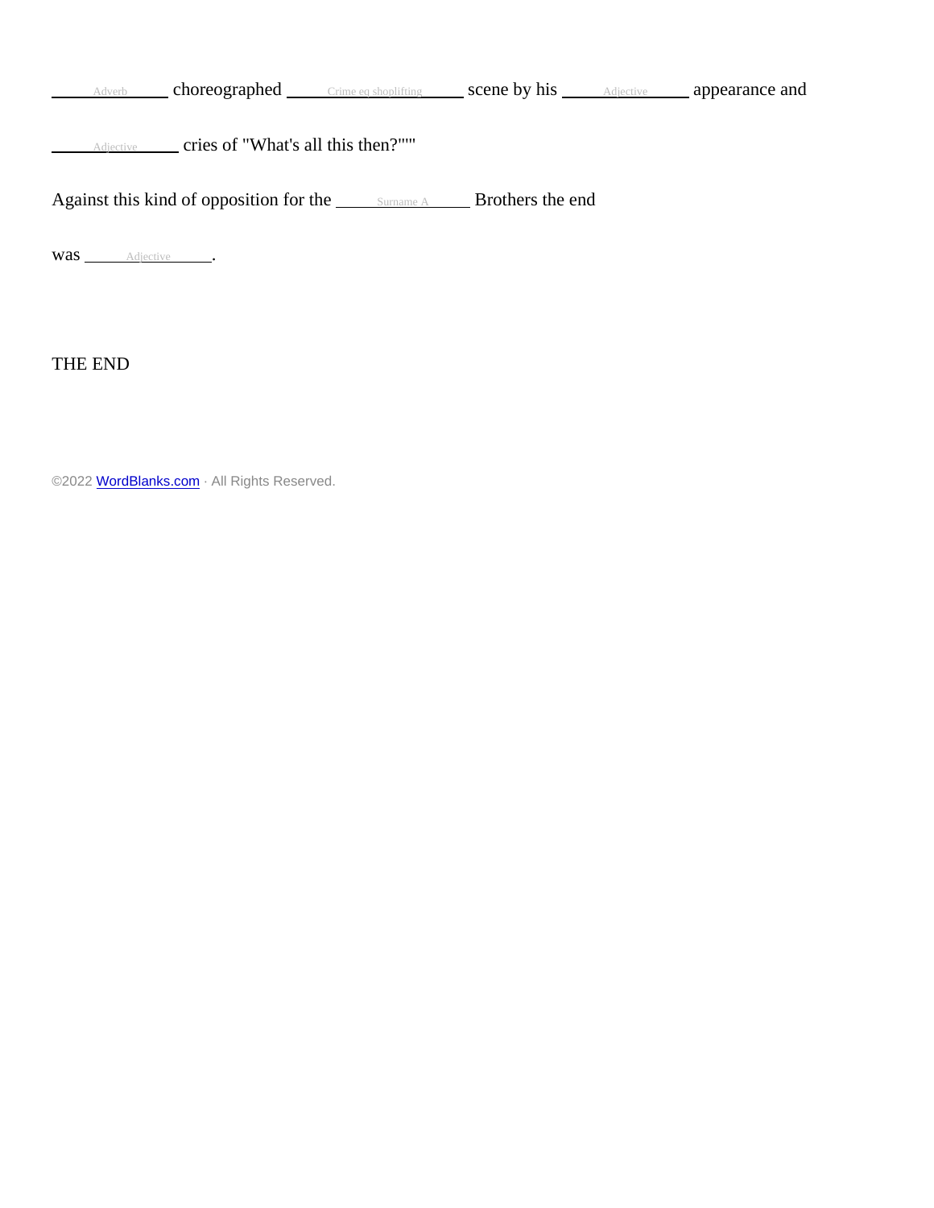_____Adverb_____ choreographed _____Crime eg shoplifting_____ scene by his _____Adjective_____ appearance and

_____Adjective_____ cries of "What's all this then?""

Against this kind of opposition for the _____Surname A_____ Brothers the end

was _____Adjective_____.

THE END

©2022 WordBlanks.com · All Rights Reserved.